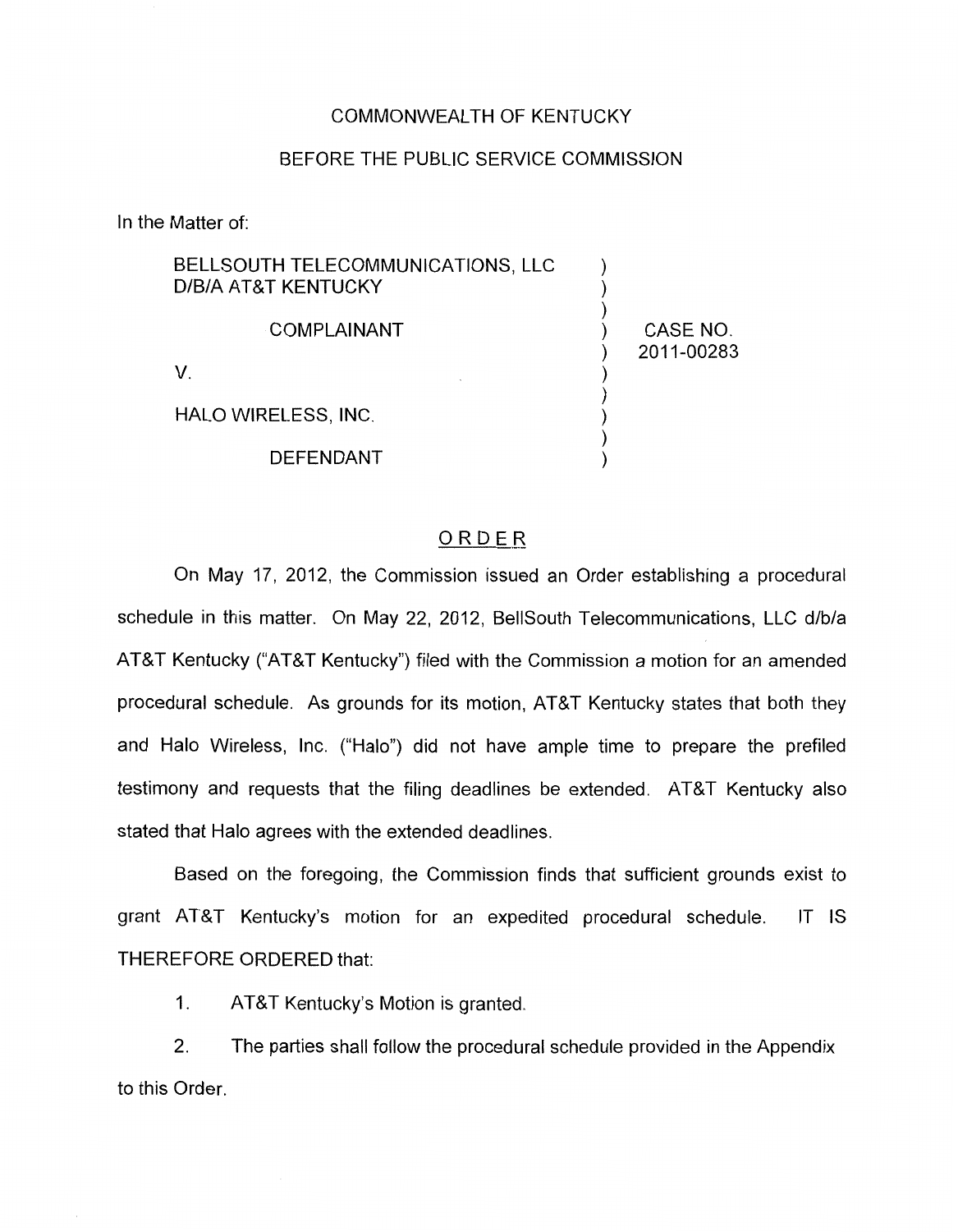COMMONWEALTH OF KENTUCKY

BEFORE THE PUBLIC SERVICE COMMISSION

In the Matter of:

| | | |
|---|---|---|
| BELLSOUTH TELECOMMUNICATIONS, LLC D/B/A AT&T KENTUCKY | ) | |
| COMPLAINANT | ) | CASE NO. 2011-00283 |
| V. | ) | |
| HALO WIRELESS, INC. | ) | |
| DEFENDANT | ) | |

## ORDER

On May 17, 2012, the Commission issued an Order establishing a procedural schedule in this matter. On May 22, 2012, BellSouth Telecommunications, LLC d/b/a AT&T Kentucky ("AT&T Kentucky") filed with the Commission a motion for an amended procedural schedule. As grounds for its motion, AT&T Kentucky states that both they and Halo Wireless, Inc. ("Halo") did not have ample time to prepare the prefiled testimony and requests that the filing deadlines be extended. AT&T Kentucky also stated that Halo agrees with the extended deadlines.

Based on the foregoing, the Commission finds that sufficient grounds exist to grant AT&T Kentucky's motion for an expedited procedural schedule. IT IS THEREFORE ORDERED that:

1. AT&T Kentucky's Motion is granted.

2. The parties shall follow the procedural schedule provided in the Appendix to this Order.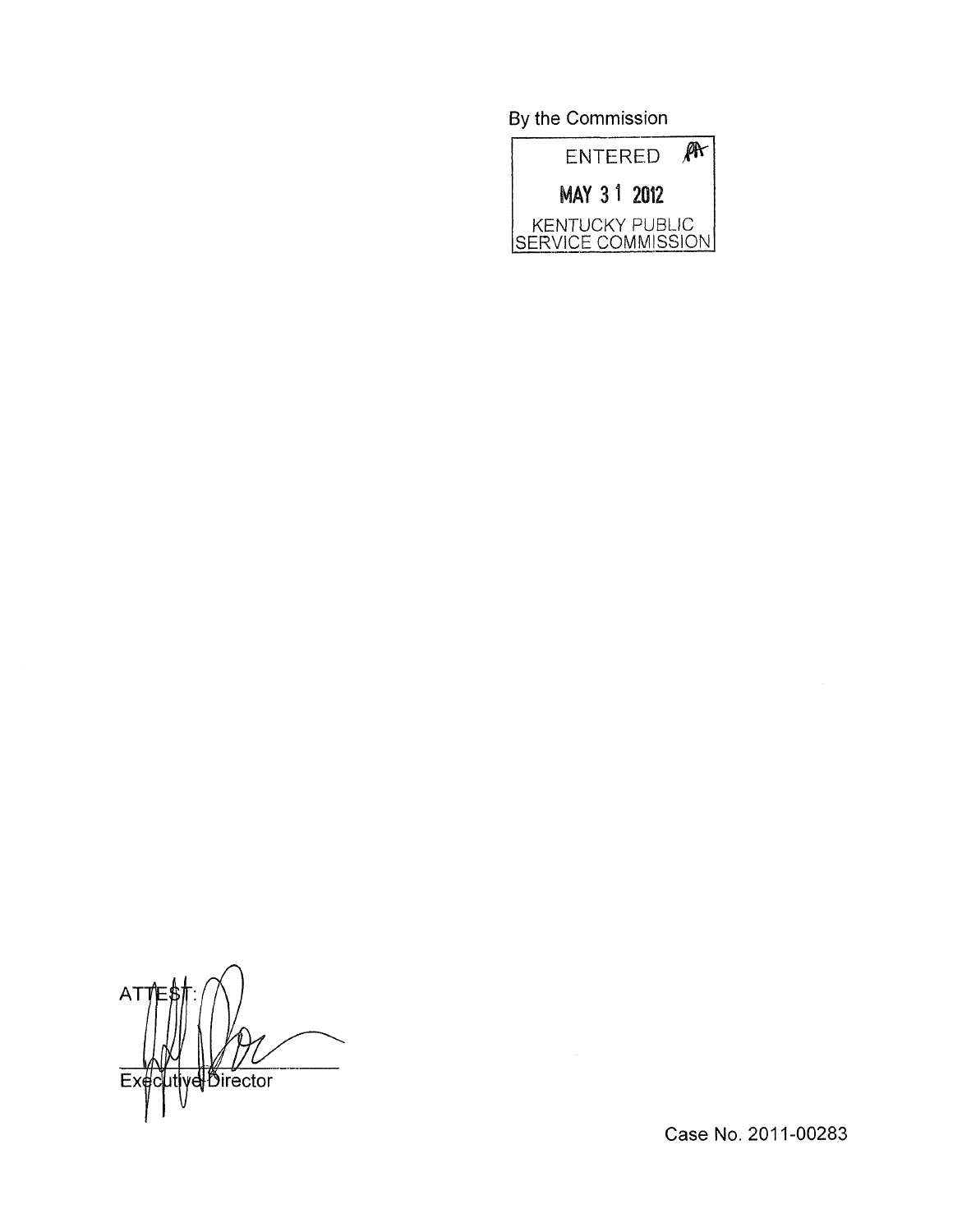By the Commission

ENTERED

MAY 31 2012

KENTUCKY PUBLIC SERVICE COMMISSION

ATTEST:

Executive Director

Case No. 2011-00283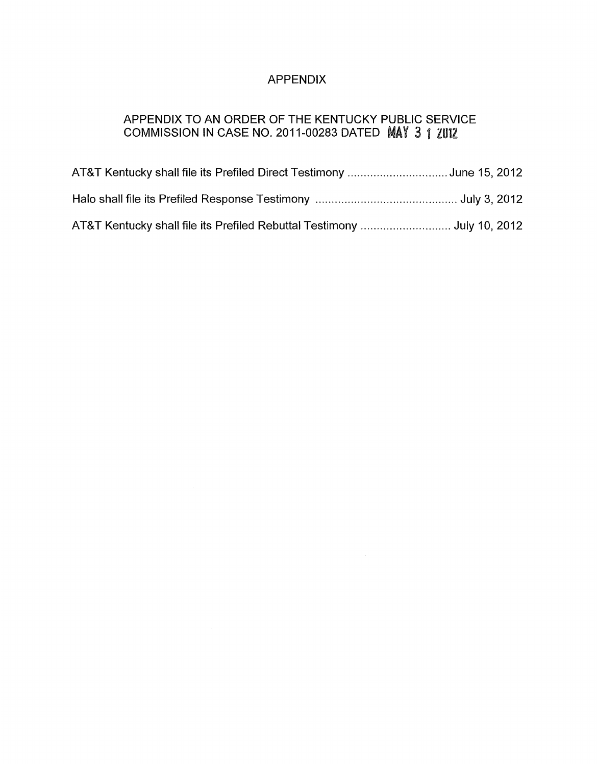# APPENDIX

## APPENDIX TO AN ORDER OF THE KENTUCKY PUBLIC SERVICE COMMISSION IN CASE NO. 2011-00283 DATED MAY 31 2012

AT&T Kentucky shall file its Prefiled Direct Testimony .............................. June 15, 2012

Halo shall file its Prefiled Response Testimony .............................................. July 3, 2012

AT&T Kentucky shall file its Prefiled Rebuttal Testimony ............................ July 10, 2012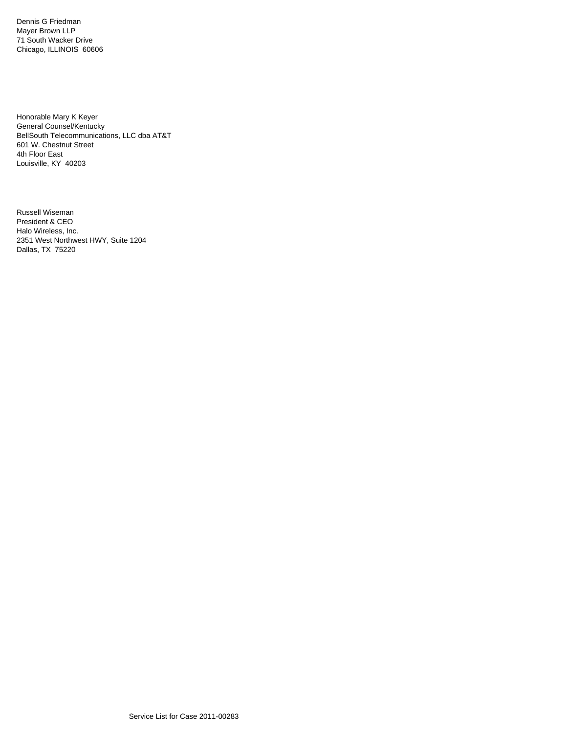Dennis G Friedman
Mayer Brown LLP
71 South Wacker Drive
Chicago, ILLINOIS  60606

Honorable Mary K Keyer
General Counsel/Kentucky
BellSouth Telecommunications, LLC dba AT&T
601 W. Chestnut Street
4th Floor East
Louisville, KY  40203

Russell Wiseman
President & CEO
Halo Wireless, Inc.
2351 West Northwest HWY, Suite 1204
Dallas, TX  75220

Service List for Case 2011-00283